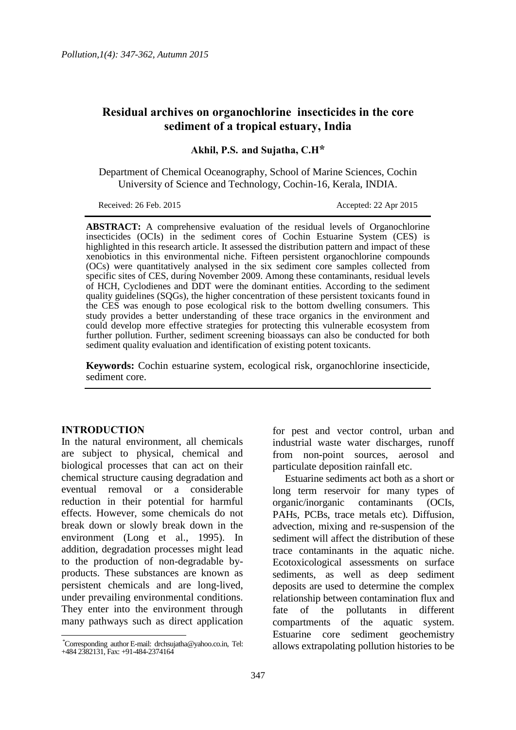# Residual archives on organochlorine insecticides in the core sediment of a tropical estuary, India

**Akhil, P.S. and Sujatha, C.H***

Department of Chemical Oceanography, School of Marine Sciences, Cochin University of Science and Technology, Cochin-16, Kerala, INDIA.

Received: 26 Feb. 2015 Accepted: 22 Apr 2015

**ABSTRACT:** A comprehensive evaluation of the residual levels of Organochlorine insecticides (OCIs) in the sediment cores of Cochin Estuarine System (CES) is highlighted in this research article. It assessed the distribution pattern and impact of these xenobiotics in this environmental niche. Fifteen persistent organochlorine compounds (OCs) were quantitatively analysed in the six sediment core samples collected from specific sites of CES, during November 2009. Among these contaminants, residual levels of HCH, Cyclodienes and DDT were the dominant entities. According to the sediment quality guidelines (SQGs), the higher concentration of these persistent toxicants found in the CES was enough to pose ecological risk to the bottom dwelling consumers. This study provides a better understanding of these trace organics in the environment and could develop more effective strategies for protecting this vulnerable ecosystem from further pollution. Further, sediment screening bioassays can also be conducted for both sediment quality evaluation and identification of existing potent toxicants.

**Keywords:** Cochin estuarine system, ecological risk, organochlorine insecticide, sediment core.

## INTRODUCTION

In the natural environment, all chemicals are subject to physical, chemical and biological processes that can act on their chemical structure causing degradation and eventual removal or a considerable reduction in their potential for harmful effects. However, some chemicals do not break down or slowly break down in the environment (Long et al., 1995). In addition, degradation processes might lead to the production of non-degradable by-products. These substances are known as persistent chemicals and are long-lived, under prevailing environmental conditions. They enter into the environment through many pathways such as direct application for pest and vector control, urban and industrial waste water discharges, runoff from non-point sources, aerosol and particulate deposition rainfall etc.

Estuarine sediments act both as a short or long term reservoir for many types of organic/inorganic contaminants (OCIs, PAHs, PCBs, trace metals etc). Diffusion, advection, mixing and re-suspension of the sediment will affect the distribution of these trace contaminants in the aquatic niche. Ecotoxicological assessments on surface sediments, as well as deep sediment deposits are used to determine the complex relationship between contamination flux and fate of the pollutants in different compartments of the aquatic system. Estuarine core sediment geochemistry allows extrapolating pollution histories to be

*Corresponding author E-mail: drchsujatha@yahoo.co.in, Tel: +484 2382131, Fax: +91-484-2374164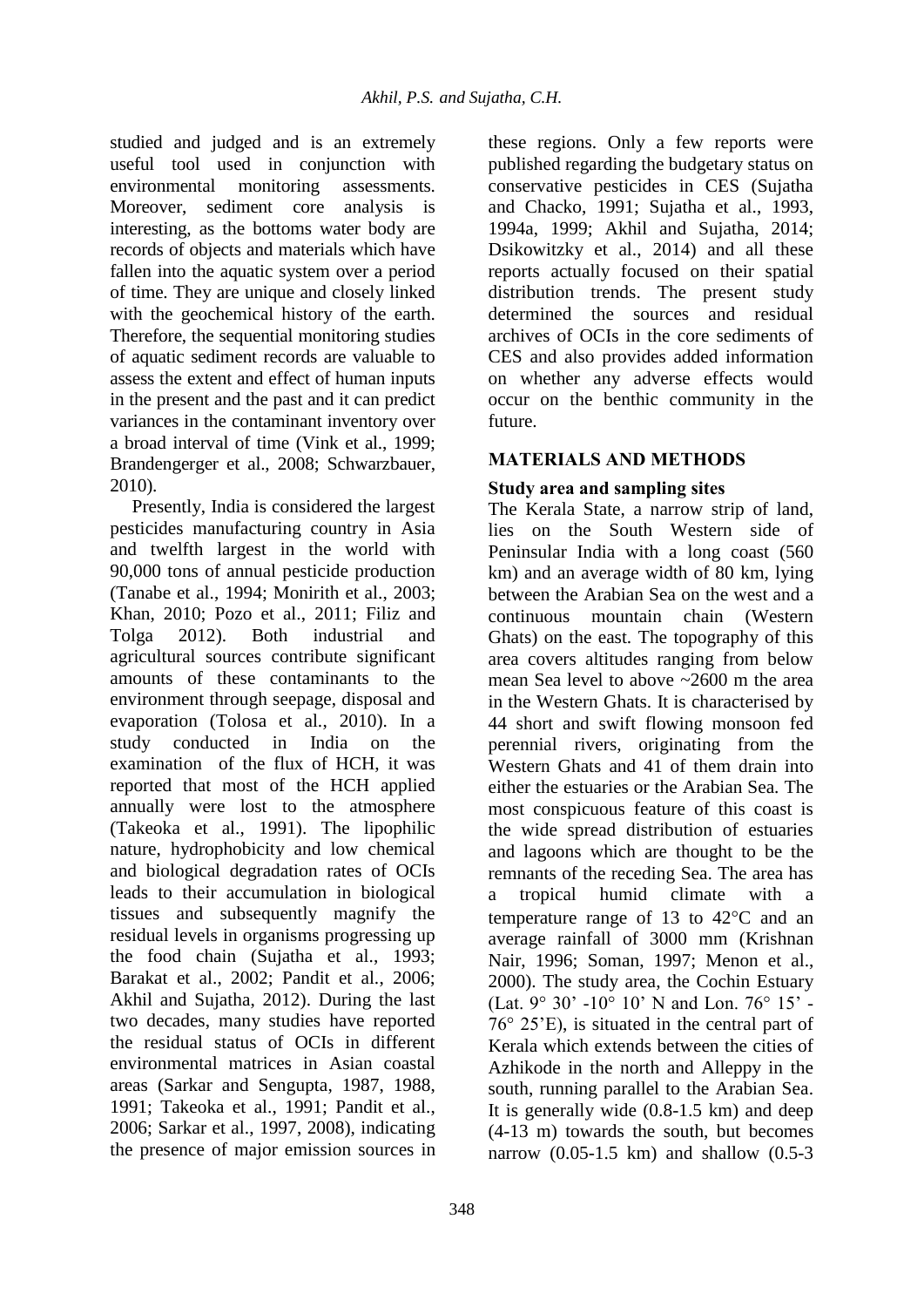studied and judged and is an extremely useful tool used in conjunction with environmental monitoring assessments. Moreover, sediment core analysis is interesting, as the bottoms water body are records of objects and materials which have fallen into the aquatic system over a period of time. They are unique and closely linked with the geochemical history of the earth. Therefore, the sequential monitoring studies of aquatic sediment records are valuable to assess the extent and effect of human inputs in the present and the past and it can predict variances in the contaminant inventory over a broad interval of time (Vink et al., 1999; Brandengerger et al., 2008; Schwarzbauer, 2010).

Presently, India is considered the largest pesticides manufacturing country in Asia and twelfth largest in the world with 90,000 tons of annual pesticide production (Tanabe et al., 1994; Monirith et al., 2003; Khan, 2010; Pozo et al., 2011; Filiz and Tolga 2012). Both industrial and agricultural sources contribute significant amounts of these contaminants to the environment through seepage, disposal and evaporation (Tolosa et al., 2010). In a study conducted in India on the examination of the flux of HCH, it was reported that most of the HCH applied annually were lost to the atmosphere (Takeoka et al., 1991). The lipophilic nature, hydrophobicity and low chemical and biological degradation rates of OCIs leads to their accumulation in biological tissues and subsequently magnify the residual levels in organisms progressing up the food chain (Sujatha et al., 1993; Barakat et al., 2002; Pandit et al., 2006; Akhil and Sujatha, 2012). During the last two decades, many studies have reported the residual status of OCIs in different environmental matrices in Asian coastal areas (Sarkar and Sengupta, 1987, 1988, 1991; Takeoka et al., 1991; Pandit et al., 2006; Sarkar et al., 1997, 2008), indicating the presence of major emission sources in these regions. Only a few reports were published regarding the budgetary status on conservative pesticides in CES (Sujatha and Chacko, 1991; Sujatha et al., 1993, 1994a, 1999; Akhil and Sujatha, 2014; Dsikowitzky et al., 2014) and all these reports actually focused on their spatial distribution trends. The present study determined the sources and residual archives of OCIs in the core sediments of CES and also provides added information on whether any adverse effects would occur on the benthic community in the future.

## MATERIALS AND METHODS

### Study area and sampling sites

The Kerala State, a narrow strip of land, lies on the South Western side of Peninsular India with a long coast (560 km) and an average width of 80 km, lying between the Arabian Sea on the west and a continuous mountain chain (Western Ghats) on the east. The topography of this area covers altitudes ranging from below mean Sea level to above ~2600 m the area in the Western Ghats. It is characterised by 44 short and swift flowing monsoon fed perennial rivers, originating from the Western Ghats and 41 of them drain into either the estuaries or the Arabian Sea. The most conspicuous feature of this coast is the wide spread distribution of estuaries and lagoons which are thought to be the remnants of the receding Sea. The area has a tropical humid climate with a temperature range of 13 to 42°C and an average rainfall of 3000 mm (Krishnan Nair, 1996; Soman, 1997; Menon et al., 2000). The study area, the Cochin Estuary (Lat. 9° 30' -10° 10' N and Lon. 76° 15' - 76° 25'E), is situated in the central part of Kerala which extends between the cities of Azhikode in the north and Alleppy in the south, running parallel to the Arabian Sea. It is generally wide (0.8-1.5 km) and deep (4-13 m) towards the south, but becomes narrow (0.05-1.5 km) and shallow (0.5-3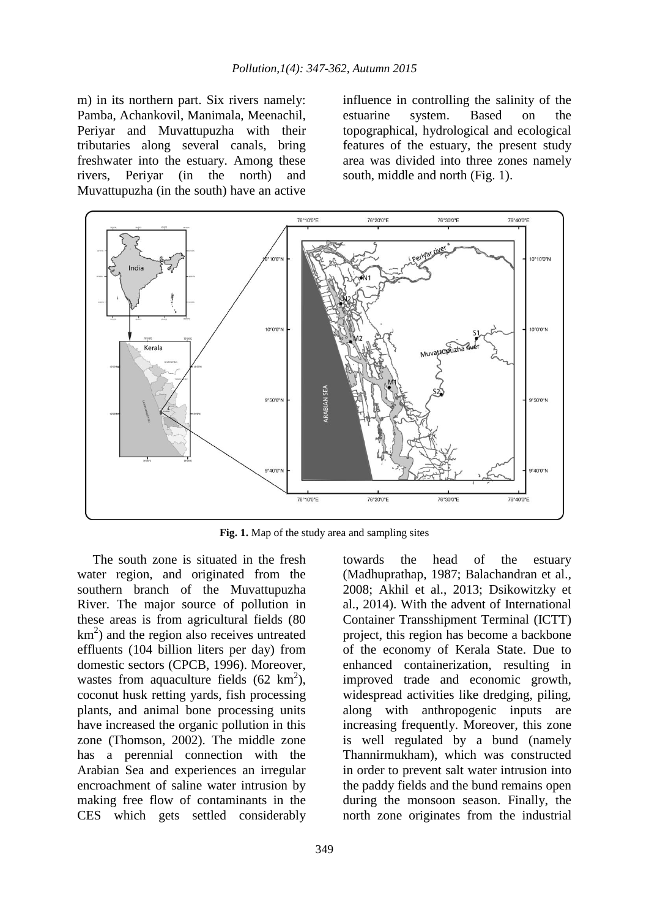m) in its northern part. Six rivers namely: Pamba, Achankovil, Manimala, Meenachil, Periyar and Muvattupuzha with their tributaries along several canals, bring freshwater into the estuary. Among these rivers, Periyar (in the north) and Muvattupuzha (in the south) have an active influence in controlling the salinity of the estuarine system. Based on the topographical, hydrological and ecological features of the estuary, the present study area was divided into three zones namely south, middle and north (Fig. 1).

**Fig. 1.** Map of the study area and sampling sites

The south zone is situated in the fresh water region, and originated from the southern branch of the Muvattupuzha River. The major source of pollution in these areas is from agricultural fields (80 $km^2$) and the region also receives untreated effluents (104 billion liters per day) from domestic sectors (CPCB, 1996). Moreover, wastes from aquaculture fields (62 $km^2$), coconut husk retting yards, fish processing plants, and animal bone processing units have increased the organic pollution in this zone (Thomson, 2002). The middle zone has a perennial connection with the Arabian Sea and experiences an irregular encroachment of saline water intrusion by making free flow of contaminants in the CES which gets settled considerably towards the head of the estuary (Madhuprathap, 1987; Balachandran et al., 2008; Akhil et al., 2013; Dsikowitzky et al., 2014). With the advent of International Container Transshipment Terminal (ICTT) project, this region has become a backbone of the economy of Kerala State. Due to enhanced containerization, resulting in improved trade and economic growth, widespread activities like dredging, piling, along with anthropogenic inputs are increasing frequently. Moreover, this zone is well regulated by a bund (namely Thannirmukham), which was constructed in order to prevent salt water intrusion into the paddy fields and the bund remains open during the monsoon season. Finally, the north zone originates from the industrial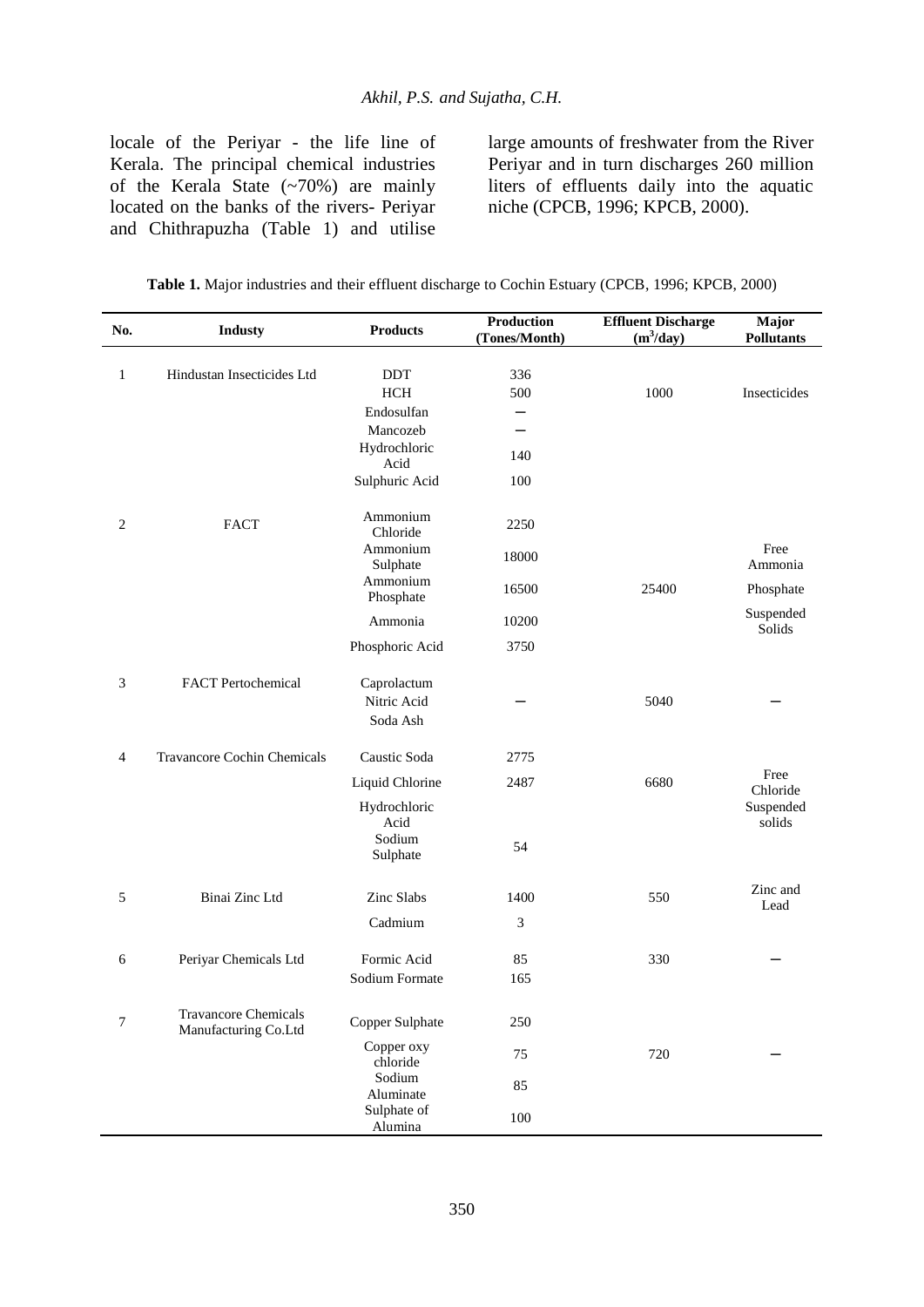locale of the Periyar - the life line of Kerala. The principal chemical industries of the Kerala State (~70%) are mainly located on the banks of the rivers- Periyar and Chithrapuzha (Table 1) and utilise large amounts of freshwater from the River Periyar and in turn discharges 260 million liters of effluents daily into the aquatic niche (CPCB, 1996; KPCB, 2000).

**Table 1.** Major industries and their effluent discharge to Cochin Estuary (CPCB, 1996; KPCB, 2000)

| No. | Industy | Products | Production (Tones/Month) | Effluent Discharge ($m^3$/day) | Major Pollutants |
|---|---|---|---|---|---|
| 1 | Hindustan Insecticides Ltd | DDT | 336 | | |
| | | HCH | 500 | 1000 | Insecticides |
| | | Endosulfan | – | | |
| | | Mancozeb | – | | |
| | | Hydrochloric Acid | 140 | | |
| | | Sulphuric Acid | 100 | | |
| 2 | FACT | Ammonium Chloride | 2250 | | |
| | | Ammonium Sulphate | 18000 | | Free Ammonia |
| | | Ammonium Phosphate | 16500 | 25400 | Phosphate |
| | | Ammonia | 10200 | | Suspended Solids |
| | | Phosphoric Acid | 3750 | | |
| 3 | FACT Pertochemical | Caprolactum | | | |
| | | Nitric Acid | – | 5040 | – |
| | | Soda Ash | | | |
| 4 | Travancore Cochin Chemicals | Caustic Soda | 2775 | | |
| | | Liquid Chlorine | 2487 | 6680 | Free Chloride |
| | | Hydrochloric Acid | | | Suspended solids |
| | | Sodium Sulphate | 54 | | |
| 5 | Binai Zinc Ltd | Zinc Slabs | 1400 | 550 | Zinc and Lead |
| | | Cadmium | 3 | | |
| 6 | Periyar Chemicals Ltd | Formic Acid | 85 | 330 | – |
| | | Sodium Formate | 165 | | |
| 7 | Travancore Chemicals Manufacturing Co.Ltd | Copper Sulphate | 250 | | |
| | | Copper oxy chloride | 75 | 720 | – |
| | | Sodium Aluminate | 85 | | |
| | | Sulphate of Alumina | 100 | | |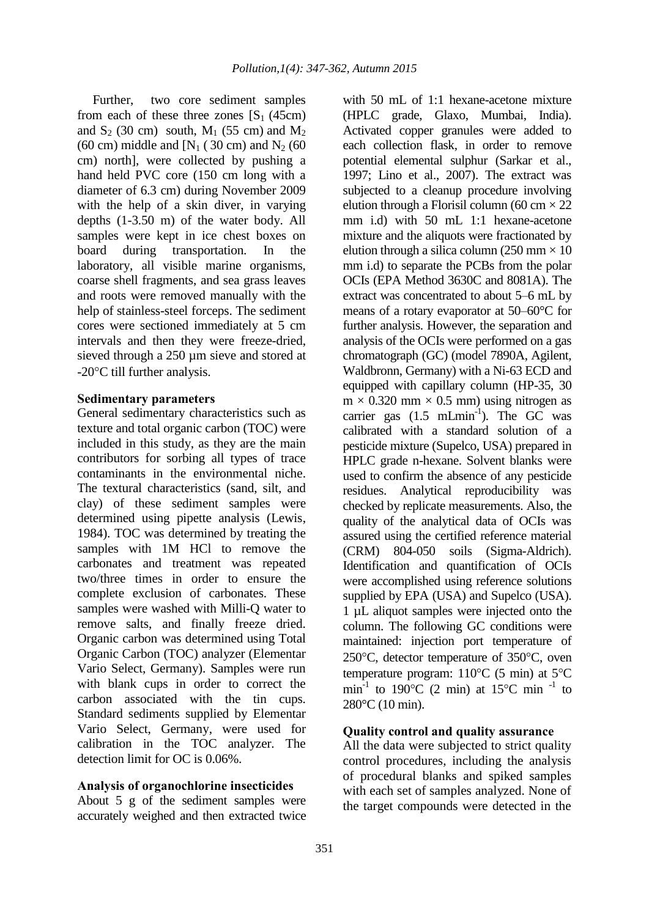Further, two core sediment samples from each of these three zones [$S_1$ (45cm) and $S_2$ (30 cm) south, $M_1$ (55 cm) and $M_2$ (60 cm) middle and [$N_1$ ( 30 cm) and $N_2$ (60 cm) north], were collected by pushing a hand held PVC core (150 cm long with a diameter of 6.3 cm) during November 2009 with the help of a skin diver, in varying depths (1-3.50 m) of the water body. All samples were kept in ice chest boxes on board during transportation. In the laboratory, all visible marine organisms, coarse shell fragments, and sea grass leaves and roots were removed manually with the help of stainless-steel forceps. The sediment cores were sectioned immediately at 5 cm intervals and then they were freeze-dried, sieved through a 250 µm sieve and stored at -20°C till further analysis.

### Sedimentary parameters

General sedimentary characteristics such as texture and total organic carbon (TOC) were included in this study, as they are the main contributors for sorbing all types of trace contaminants in the environmental niche. The textural characteristics (sand, silt, and clay) of these sediment samples were determined using pipette analysis (Lewis, 1984). TOC was determined by treating the samples with 1M HCl to remove the carbonates and treatment was repeated two/three times in order to ensure the complete exclusion of carbonates. These samples were washed with Milli-Q water to remove salts, and finally freeze dried. Organic carbon was determined using Total Organic Carbon (TOC) analyzer (Elementar Vario Select, Germany). Samples were run with blank cups in order to correct the carbon associated with the tin cups. Standard sediments supplied by Elementar Vario Select, Germany, were used for calibration in the TOC analyzer. The detection limit for OC is 0.06%.

### Analysis of organochlorine insecticides

About 5 g of the sediment samples were accurately weighed and then extracted twice with 50 mL of 1:1 hexane-acetone mixture (HPLC grade, Glaxo, Mumbai, India). Activated copper granules were added to each collection flask, in order to remove potential elemental sulphur (Sarkar et al., 1997; Lino et al., 2007). The extract was subjected to a cleanup procedure involving elution through a Florisil column (60 cm × 22 mm i.d) with 50 mL 1:1 hexane-acetone mixture and the aliquots were fractionated by elution through a silica column (250 mm × 10 mm i.d) to separate the PCBs from the polar OCIs (EPA Method 3630C and 8081A). The extract was concentrated to about 5–6 mL by means of a rotary evaporator at 50–60°C for further analysis. However, the separation and analysis of the OCIs were performed on a gas chromatograph (GC) (model 7890A, Agilent, Waldbronn, Germany) with a Ni-63 ECD and equipped with capillary column (HP-35, 30 m × 0.320 mm × 0.5 mm) using nitrogen as carrier gas (1.5 $mLmin^{-1}$). The GC was calibrated with a standard solution of a pesticide mixture (Supelco, USA) prepared in HPLC grade n-hexane. Solvent blanks were used to confirm the absence of any pesticide residues. Analytical reproducibility was checked by replicate measurements. Also, the quality of the analytical data of OCIs was assured using the certified reference material (CRM) 804-050 soils (Sigma-Aldrich). Identification and quantification of OCIs were accomplished using reference solutions supplied by EPA (USA) and Supelco (USA). 1 µL aliquot samples were injected onto the column. The following GC conditions were maintained: injection port temperature of 250°C, detector temperature of 350°C, oven temperature program: 110°C (5 min) at 5°C $min^{-1}$ to 190°C (2 min) at 15°C $min^{-1}$ to 280°C (10 min).

### Quality control and quality assurance

All the data were subjected to strict quality control procedures, including the analysis of procedural blanks and spiked samples with each set of samples analyzed. None of the target compounds were detected in the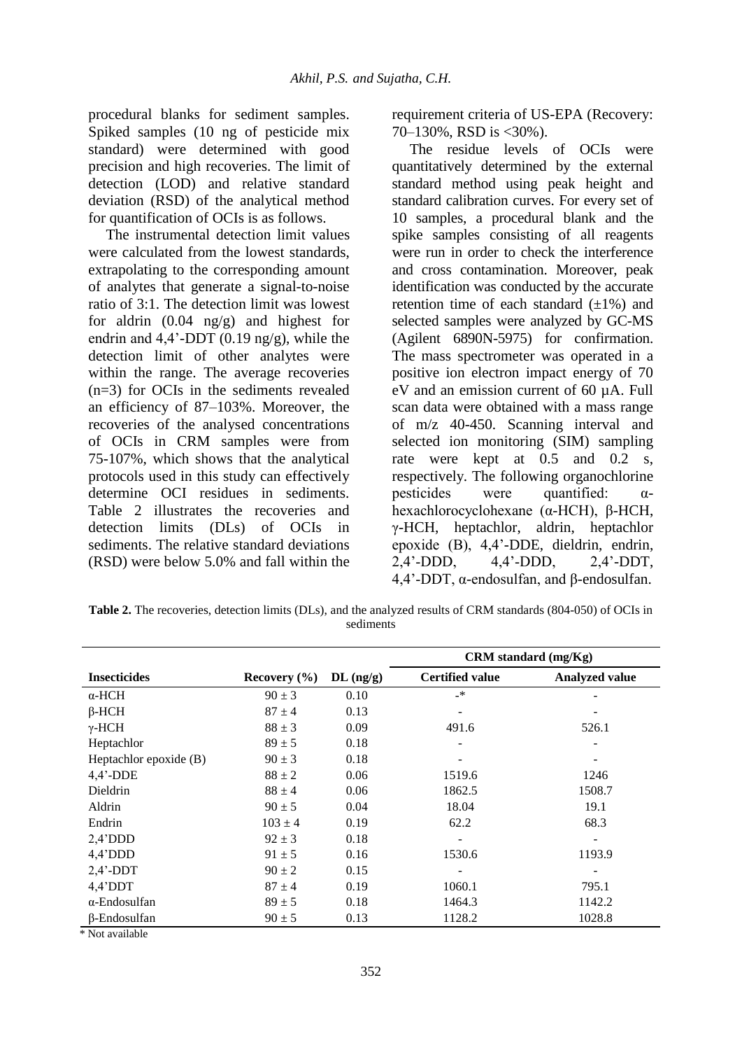procedural blanks for sediment samples. Spiked samples (10 ng of pesticide mix standard) were determined with good precision and high recoveries. The limit of detection (LOD) and relative standard deviation (RSD) of the analytical method for quantification of OCIs is as follows.

The instrumental detection limit values were calculated from the lowest standards, extrapolating to the corresponding amount of analytes that generate a signal-to-noise ratio of 3:1. The detection limit was lowest for aldrin (0.04 ng/g) and highest for endrin and 4,4'-DDT (0.19 ng/g), while the detection limit of other analytes were within the range. The average recoveries (n=3) for OCIs in the sediments revealed an efficiency of 87–103%. Moreover, the recoveries of the analysed concentrations of OCIs in CRM samples were from 75-107%, which shows that the analytical protocols used in this study can effectively determine OCI residues in sediments. Table 2 illustrates the recoveries and detection limits (DLs) of OCIs in sediments. The relative standard deviations (RSD) were below 5.0% and fall within the requirement criteria of US-EPA (Recovery: 70–130%, RSD is <30%).

The residue levels of OCIs were quantitatively determined by the external standard method using peak height and standard calibration curves. For every set of 10 samples, a procedural blank and the spike samples consisting of all reagents were run in order to check the interference and cross contamination. Moreover, peak identification was conducted by the accurate retention time of each standard (±1%) and selected samples were analyzed by GC-MS (Agilent 6890N-5975) for confirmation. The mass spectrometer was operated in a positive ion electron impact energy of 70 eV and an emission current of 60 µA. Full scan data were obtained with a mass range of m/z 40-450. Scanning interval and selected ion monitoring (SIM) sampling rate were kept at 0.5 and 0.2 s, respectively. The following organochlorine pesticides were quantified: α-hexachlorocyclohexane (α-HCH), β-HCH, γ-HCH, heptachlor, aldrin, heptachlor epoxide (B), 4,4'-DDE, dieldrin, endrin, 2,4'-DDD, 4,4'-DDD, 2,4'-DDT, 4,4'-DDT, α-endosulfan, and β-endosulfan.

**Table 2.** The recoveries, detection limits (DLs), and the analyzed results of CRM standards (804-050) of OCIs in sediments

| | | | CRM standard (mg/Kg) | |
|---|---|---|---|---|
| **Insecticides** | **Recovery (%)** | **DL (ng/g)** | **Certified value** | **Analyzed value** |
| α-HCH | 90 ± 3 | 0.10 | -* | - |
| β-HCH | 87 ± 4 | 0.13 | - | - |
| γ-HCH | 88 ± 3 | 0.09 | 491.6 | 526.1 |
| Heptachlor | 89 ± 5 | 0.18 | - | - |
| Heptachlor epoxide (B) | 90 ± 3 | 0.18 | - | - |
| 4,4'-DDE | 88 ± 2 | 0.06 | 1519.6 | 1246 |
| Dieldrin | 88 ± 4 | 0.06 | 1862.5 | 1508.7 |
| Aldrin | 90 ± 5 | 0.04 | 18.04 | 19.1 |
| Endrin | 103 ± 4 | 0.19 | 62.2 | 68.3 |
| 2,4'DDD | 92 ± 3 | 0.18 | - | - |
| 4,4'DDD | 91 ± 5 | 0.16 | 1530.6 | 1193.9 |
| 2,4'-DDT | 90 ± 2 | 0.15 | - | - |
| 4,4'DDT | 87 ± 4 | 0.19 | 1060.1 | 795.1 |
| α-Endosulfan | 89 ± 5 | 0.18 | 1464.3 | 1142.2 |
| β-Endosulfan | 90 ± 5 | 0.13 | 1128.2 | 1028.8 |

\* Not available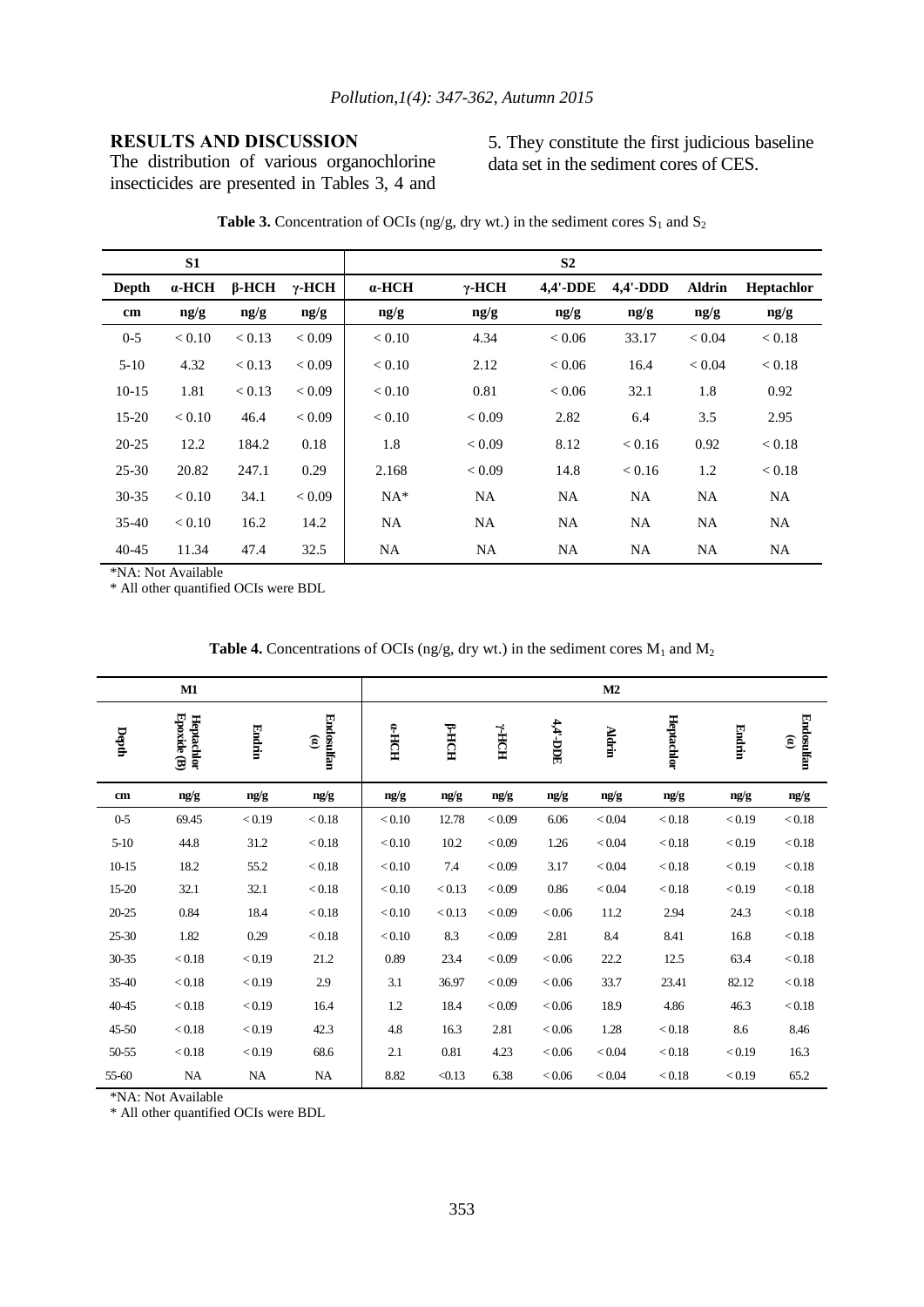## RESULTS AND DISCUSSION

The distribution of various organochlorine insecticides are presented in Tables 3, 4 and 5. They constitute the first judicious baseline data set in the sediment cores of CES.

**Table 3.** Concentration of OCIs (ng/g, dry wt.) in the sediment cores $S_1$ and $S_2$

| S1 | | | | S2 | | | | | |
|---|---|---|---|---|---|---|---|---|---|
| **Depth** | **α-HCH** | **β-HCH** | **γ-HCH** | **α-HCH** | **γ-HCH** | **4,4'-DDE** | **4,4'-DDD** | **Aldrin** | **Heptachlor** |
| **cm** | **ng/g** | **ng/g** | **ng/g** | **ng/g** | **ng/g** | **ng/g** | **ng/g** | **ng/g** | **ng/g** |
| 0-5 | < 0.10 | < 0.13 | < 0.09 | < 0.10 | 4.34 | < 0.06 | 33.17 | < 0.04 | < 0.18 |
| 5-10 | 4.32 | < 0.13 | < 0.09 | < 0.10 | 2.12 | < 0.06 | 16.4 | < 0.04 | < 0.18 |
| 10-15 | 1.81 | < 0.13 | < 0.09 | < 0.10 | 0.81 | < 0.06 | 32.1 | 1.8 | 0.92 |
| 15-20 | < 0.10 | 46.4 | < 0.09 | < 0.10 | < 0.09 | 2.82 | 6.4 | 3.5 | 2.95 |
| 20-25 | 12.2 | 184.2 | 0.18 | 1.8 | < 0.09 | 8.12 | < 0.16 | 0.92 | < 0.18 |
| 25-30 | 20.82 | 247.1 | 0.29 | 2.168 | < 0.09 | 14.8 | < 0.16 | 1.2 | < 0.18 |
| 30-35 | < 0.10 | 34.1 | < 0.09 | NA* | NA | NA | NA | NA | NA |
| 35-40 | < 0.10 | 16.2 | 14.2 | NA | NA | NA | NA | NA | NA |
| 40-45 | 11.34 | 47.4 | 32.5 | NA | NA | NA | NA | NA | NA |

*NA: Not Available
* All other quantified OCIs were BDL

**Table 4.** Concentrations of OCIs (ng/g, dry wt.) in the sediment cores $M_1$ and $M_2$

| M1 | | | | M2 | | | | | | | |
|---|---|---|---|---|---|---|---|---|---|---|---|
| **Depth** | **Heptachlor Epoxide (B)** | **Endrin** | **Endosulfan (α)** | **α-HCH** | **β-HCH** | **γ-HCH** | **4,4'-DDE** | **Aldrin** | **Heptachlor** | **Endrin** | **Endosulfan (α)** |
| **cm** | **ng/g** | **ng/g** | **ng/g** | **ng/g** | **ng/g** | **ng/g** | **ng/g** | **ng/g** | **ng/g** | **ng/g** | **ng/g** |
| 0-5 | 69.45 | < 0.19 | < 0.18 | < 0.10 | 12.78 | < 0.09 | 6.06 | < 0.04 | < 0.18 | < 0.19 | < 0.18 |
| 5-10 | 44.8 | 31.2 | < 0.18 | < 0.10 | 10.2 | < 0.09 | 1.26 | < 0.04 | < 0.18 | < 0.19 | < 0.18 |
| 10-15 | 18.2 | 55.2 | < 0.18 | < 0.10 | 7.4 | < 0.09 | 3.17 | < 0.04 | < 0.18 | < 0.19 | < 0.18 |
| 15-20 | 32.1 | 32.1 | < 0.18 | < 0.10 | < 0.13 | < 0.09 | 0.86 | < 0.04 | < 0.18 | < 0.19 | < 0.18 |
| 20-25 | 0.84 | 18.4 | < 0.18 | < 0.10 | < 0.13 | < 0.09 | < 0.06 | 11.2 | 2.94 | 24.3 | < 0.18 |
| 25-30 | 1.82 | 0.29 | < 0.18 | < 0.10 | 8.3 | < 0.09 | 2.81 | 8.4 | 8.41 | 16.8 | < 0.18 |
| 30-35 | < 0.18 | < 0.19 | 21.2 | 0.89 | 23.4 | < 0.09 | < 0.06 | 22.2 | 12.5 | 63.4 | < 0.18 |
| 35-40 | < 0.18 | < 0.19 | 2.9 | 3.1 | 36.97 | < 0.09 | < 0.06 | 33.7 | 23.41 | 82.12 | < 0.18 |
| 40-45 | < 0.18 | < 0.19 | 16.4 | 1.2 | 18.4 | < 0.09 | < 0.06 | 18.9 | 4.86 | 46.3 | < 0.18 |
| 45-50 | < 0.18 | < 0.19 | 42.3 | 4.8 | 16.3 | 2.81 | < 0.06 | 1.28 | < 0.18 | 8.6 | 8.46 |
| 50-55 | < 0.18 | < 0.19 | 68.6 | 2.1 | 0.81 | 4.23 | < 0.06 | < 0.04 | < 0.18 | < 0.19 | 16.3 |
| 55-60 | NA | NA | NA | 8.82 | <0.13 | 6.38 | < 0.06 | < 0.04 | < 0.18 | < 0.19 | 65.2 |

*NA: Not Available
* All other quantified OCIs were BDL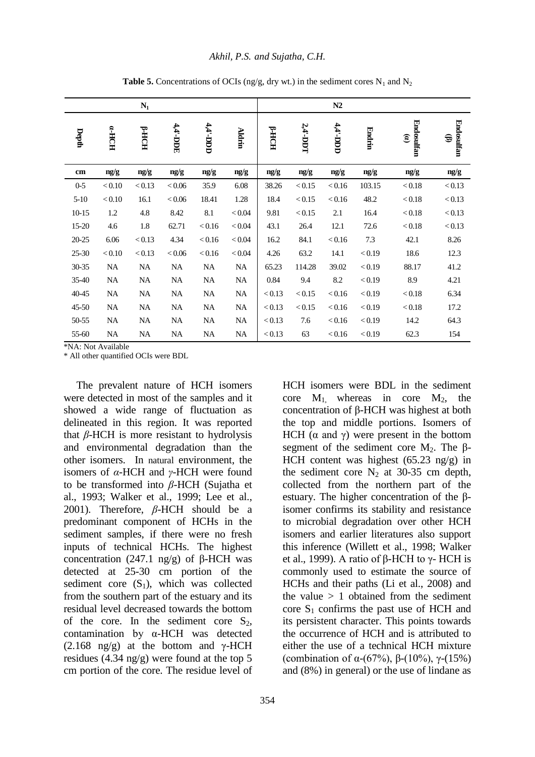**Table 5.** Concentrations of OCIs (ng/g, dry wt.) in the sediment cores $N_1$ and $N_2$

| | $N_1$ | | | | | N2 | | | | | |
|---|---|---|---|---|---|---|---|---|---|---|---|
| Depth | α-HCH | β-HCH | 4,4'-DDE | 4,4'-DDD | Aldrin | β-HCH | 2,4'-DDT | 4,4'-DDD | Endrin | Endosulfan (α) | Endosulfan (β) |
| cm | ng/g | ng/g | ng/g | ng/g | ng/g | ng/g | ng/g | ng/g | ng/g | ng/g | ng/g |
| 0-5 | < 0.10 | < 0.13 | < 0.06 | 35.9 | 6.08 | 38.26 | < 0.15 | < 0.16 | 103.15 | < 0.18 | < 0.13 |
| 5-10 | < 0.10 | 16.1 | < 0.06 | 18.41 | 1.28 | 18.4 | < 0.15 | < 0.16 | 48.2 | < 0.18 | < 0.13 |
| 10-15 | 1.2 | 4.8 | 8.42 | 8.1 | < 0.04 | 9.81 | < 0.15 | 2.1 | 16.4 | < 0.18 | < 0.13 |
| 15-20 | 4.6 | 1.8 | 62.71 | < 0.16 | < 0.04 | 43.1 | 26.4 | 12.1 | 72.6 | < 0.18 | < 0.13 |
| 20-25 | 6.06 | < 0.13 | 4.34 | < 0.16 | < 0.04 | 16.2 | 84.1 | < 0.16 | 7.3 | 42.1 | 8.26 |
| 25-30 | < 0.10 | < 0.13 | < 0.06 | < 0.16 | < 0.04 | 4.26 | 63.2 | 14.1 | < 0.19 | 18.6 | 12.3 |
| 30-35 | NA | NA | NA | NA | NA | 65.23 | 114.28 | 39.02 | < 0.19 | 88.17 | 41.2 |
| 35-40 | NA | NA | NA | NA | NA | 0.84 | 9.4 | 8.2 | < 0.19 | 8.9 | 4.21 |
| 40-45 | NA | NA | NA | NA | NA | < 0.13 | < 0.15 | < 0.16 | < 0.19 | < 0.18 | 6.34 |
| 45-50 | NA | NA | NA | NA | NA | < 0.13 | < 0.15 | < 0.16 | < 0.19 | < 0.18 | 17.2 |
| 50-55 | NA | NA | NA | NA | NA | < 0.13 | 7.6 | < 0.16 | < 0.19 | 14.2 | 64.3 |
| 55-60 | NA | NA | NA | NA | NA | < 0.13 | 63 | < 0.16 | < 0.19 | 62.3 | 154 |

*NA: Not Available

* All other quantified OCIs were BDL

The prevalent nature of HCH isomers were detected in most of the samples and it showed a wide range of fluctuation as delineated in this region. It was reported that *β*-HCH is more resistant to hydrolysis and environmental degradation than the other isomers. In natural environment, the isomers of *α*-HCH and *γ*-HCH were found to be transformed into *β*-HCH (Sujatha et al., 1993; Walker et al., 1999; Lee et al., 2001). Therefore, *β*-HCH should be a predominant component of HCHs in the sediment samples, if there were no fresh inputs of technical HCHs. The highest concentration (247.1 ng/g) of β-HCH was detected at 25-30 cm portion of the sediment core ($S_1$), which was collected from the southern part of the estuary and its residual level decreased towards the bottom of the core. In the sediment core $S_2$, contamination by α-HCH was detected (2.168 ng/g) at the bottom and γ-HCH residues (4.34 ng/g) were found at the top 5 cm portion of the core. The residue level of HCH isomers were BDL in the sediment core $M_1$, whereas in core $M_2$, the concentration of β-HCH was highest at both the top and middle portions. Isomers of HCH (α and γ) were present in the bottom segment of the sediment core $M_2$. The β-HCH content was highest (65.23 ng/g) in the sediment core $N_2$ at 30-35 cm depth, collected from the northern part of the estuary. The higher concentration of the β-isomer confirms its stability and resistance to microbial degradation over other HCH isomers and earlier literatures also support this inference (Willett et al., 1998; Walker et al., 1999). A ratio of β-HCH to γ- HCH is commonly used to estimate the source of HCHs and their paths (Li et al., 2008) and the value > 1 obtained from the sediment core $S_1$ confirms the past use of HCH and its persistent character. This points towards the occurrence of HCH and is attributed to either the use of a technical HCH mixture (combination of α-(67%), β-(10%), γ-(15%) and (8%) in general) or the use of lindane as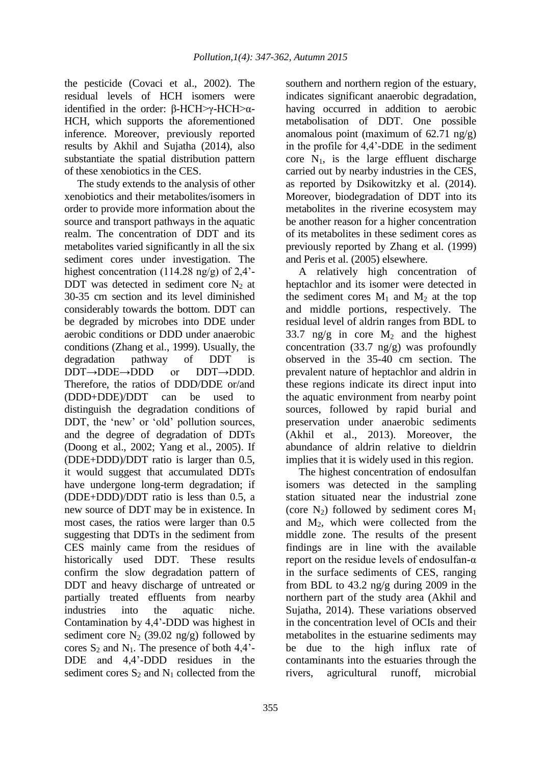the pesticide (Covaci et al., 2002). The residual levels of HCH isomers were identified in the order: β-HCH>γ-HCH>α-HCH, which supports the aforementioned inference. Moreover, previously reported results by Akhil and Sujatha (2014), also substantiate the spatial distribution pattern of these xenobiotics in the CES.

The study extends to the analysis of other xenobiotics and their metabolites/isomers in order to provide more information about the source and transport pathways in the aquatic realm. The concentration of DDT and its metabolites varied significantly in all the six sediment cores under investigation. The highest concentration (114.28 ng/g) of 2,4'-DDT was detected in sediment core $N_2$ at 30-35 cm section and its level diminished considerably towards the bottom. DDT can be degraded by microbes into DDE under aerobic conditions or DDD under anaerobic conditions (Zhang et al., 1999). Usually, the degradation pathway of DDT is DDT→DDE→DDD or DDT→DDD. Therefore, the ratios of DDD/DDE or/and (DDD+DDE)/DDT can be used to distinguish the degradation conditions of DDT, the 'new' or 'old' pollution sources, and the degree of degradation of DDTs (Doong et al., 2002; Yang et al., 2005). If (DDE+DDD)/DDT ratio is larger than 0.5, it would suggest that accumulated DDTs have undergone long-term degradation; if (DDE+DDD)/DDT ratio is less than 0.5, a new source of DDT may be in existence. In most cases, the ratios were larger than 0.5 suggesting that DDTs in the sediment from CES mainly came from the residues of historically used DDT. These results confirm the slow degradation pattern of DDT and heavy discharge of untreated or partially treated effluents from nearby industries into the aquatic niche. Contamination by 4,4'-DDD was highest in sediment core $N_2$ (39.02 ng/g) followed by cores $S_2$ and $N_1$. The presence of both 4,4'-DDE and 4,4'-DDD residues in the sediment cores $S_2$ and $N_1$ collected from the southern and northern region of the estuary, indicates significant anaerobic degradation, having occurred in addition to aerobic metabolisation of DDT. One possible anomalous point (maximum of 62.71 ng/g) in the profile for 4,4'-DDE in the sediment core $N_1$, is the large effluent discharge carried out by nearby industries in the CES, as reported by Dsikowitzky et al. (2014). Moreover, biodegradation of DDT into its metabolites in the riverine ecosystem may be another reason for a higher concentration of its metabolites in these sediment cores as previously reported by Zhang et al. (1999) and Peris et al. (2005) elsewhere.

A relatively high concentration of heptachlor and its isomer were detected in the sediment cores $M_1$ and $M_2$ at the top and middle portions, respectively. The residual level of aldrin ranges from BDL to 33.7 ng/g in core $M_2$ and the highest concentration (33.7 ng/g) was profoundly observed in the 35-40 cm section. The prevalent nature of heptachlor and aldrin in these regions indicate its direct input into the aquatic environment from nearby point sources, followed by rapid burial and preservation under anaerobic sediments (Akhil et al., 2013). Moreover, the abundance of aldrin relative to dieldrin implies that it is widely used in this region.

The highest concentration of endosulfan isomers was detected in the sampling station situated near the industrial zone (core $N_2$) followed by sediment cores $M_1$ and $M_2$, which were collected from the middle zone. The results of the present findings are in line with the available report on the residue levels of endosulfan-α in the surface sediments of CES, ranging from BDL to 43.2 ng/g during 2009 in the northern part of the study area (Akhil and Sujatha, 2014). These variations observed in the concentration level of OCls and their metabolites in the estuarine sediments may be due to the high influx rate of contaminants into the estuaries through the rivers, agricultural runoff, microbial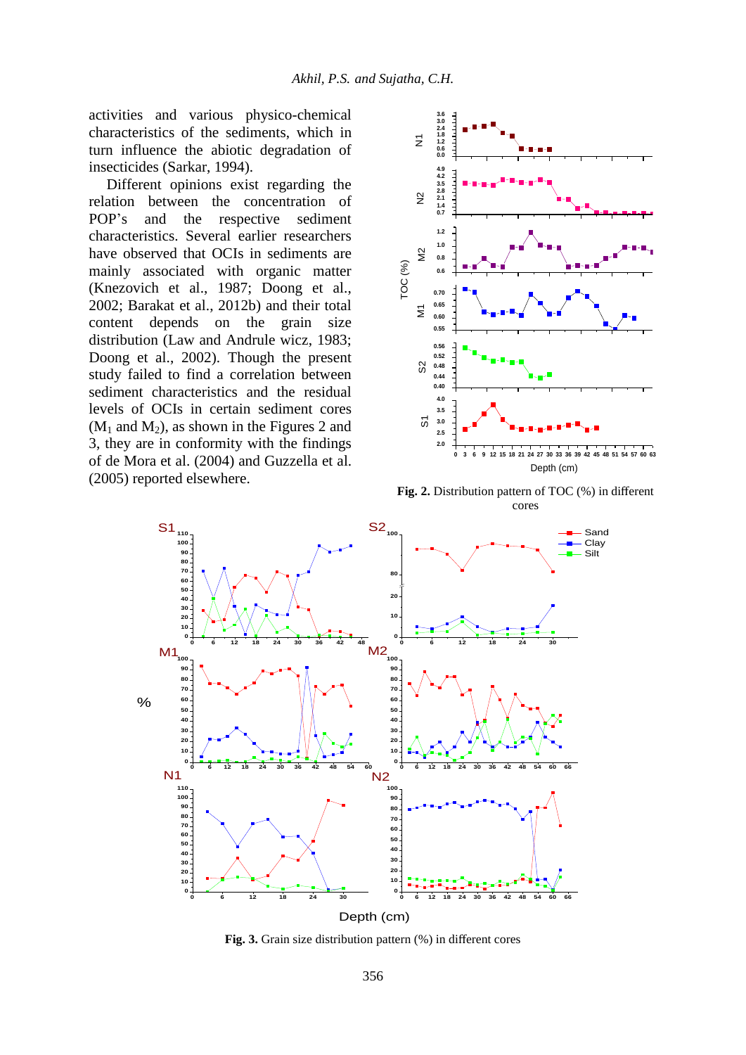activities and various physico-chemical characteristics of the sediments, which in turn influence the abiotic degradation of insecticides (Sarkar, 1994).

Different opinions exist regarding the relation between the concentration of POP's and the respective sediment characteristics. Several earlier researchers have observed that OCIs in sediments are mainly associated with organic matter (Knezovich et al., 1987; Doong et al., 2002; Barakat et al., 2012b) and their total content depends on the grain size distribution (Law and Andrule wicz, 1983; Doong et al., 2002). Though the present study failed to find a correlation between sediment characteristics and the residual levels of OCIs in certain sediment cores ($M_1$ and $M_2$), as shown in the Figures 2 and 3, they are in conformity with the findings of de Mora et al. (2004) and Guzzella et al. (2005) reported elsewhere.

**Fig. 2.** Distribution pattern of TOC (%) in different cores

**Fig. 3.** Grain size distribution pattern (%) in different cores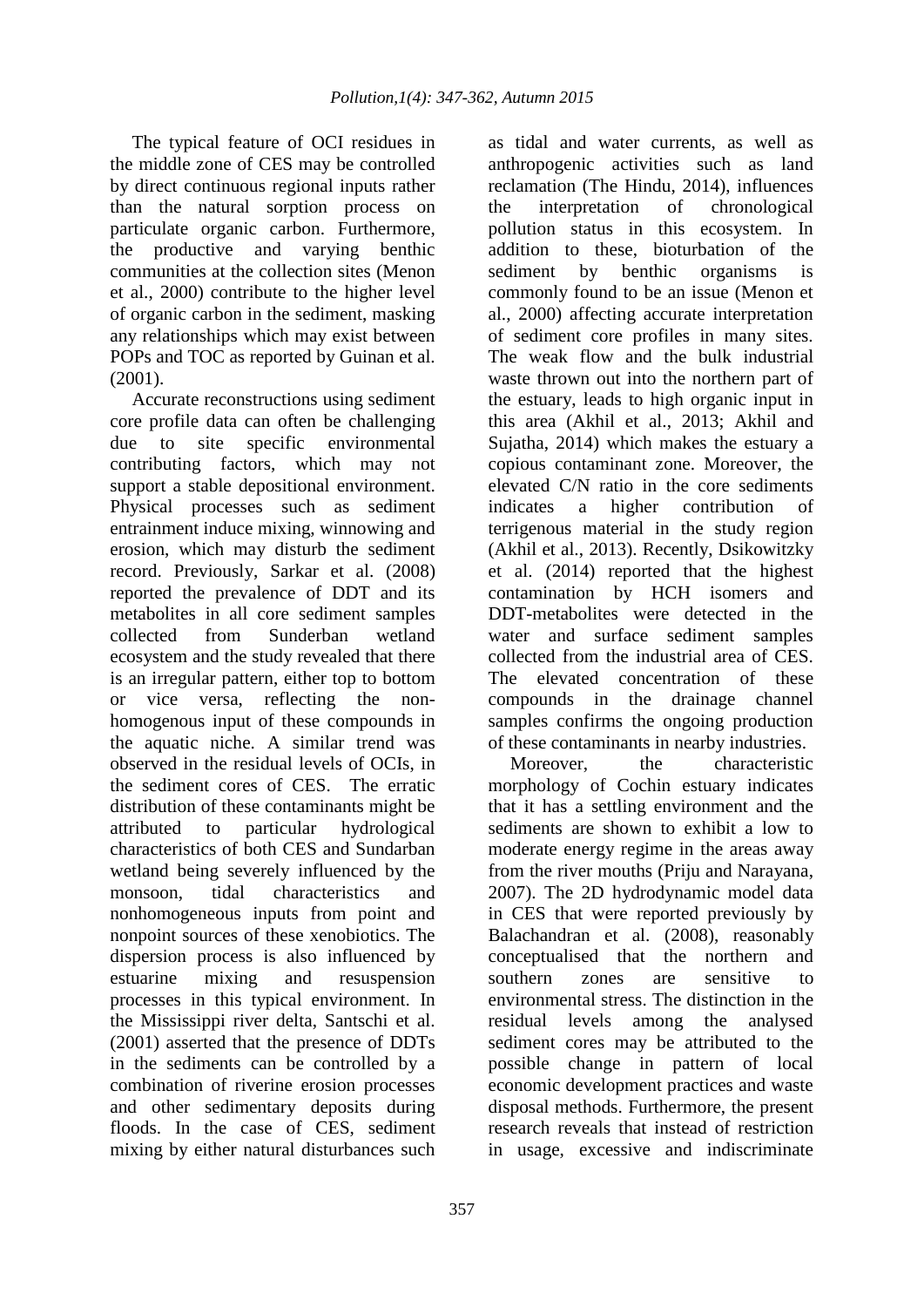The typical feature of OCI residues in the middle zone of CES may be controlled by direct continuous regional inputs rather than the natural sorption process on particulate organic carbon. Furthermore, the productive and varying benthic communities at the collection sites (Menon et al., 2000) contribute to the higher level of organic carbon in the sediment, masking any relationships which may exist between POPs and TOC as reported by Guinan et al. (2001).

Accurate reconstructions using sediment core profile data can often be challenging due to site specific environmental contributing factors, which may not support a stable depositional environment. Physical processes such as sediment entrainment induce mixing, winnowing and erosion, which may disturb the sediment record. Previously, Sarkar et al. (2008) reported the prevalence of DDT and its metabolites in all core sediment samples collected from Sunderban wetland ecosystem and the study revealed that there is an irregular pattern, either top to bottom or vice versa, reflecting the non-homogenous input of these compounds in the aquatic niche. A similar trend was observed in the residual levels of OCIs, in the sediment cores of CES. The erratic distribution of these contaminants might be attributed to particular hydrological characteristics of both CES and Sundarban wetland being severely influenced by the monsoon, tidal characteristics and nonhomogeneous inputs from point and nonpoint sources of these xenobiotics. The dispersion process is also influenced by estuarine mixing and resuspension processes in this typical environment. In the Mississippi river delta, Santschi et al. (2001) asserted that the presence of DDTs in the sediments can be controlled by a combination of riverine erosion processes and other sedimentary deposits during floods. In the case of CES, sediment mixing by either natural disturbances such as tidal and water currents, as well as anthropogenic activities such as land reclamation (The Hindu, 2014), influences the interpretation of chronological pollution status in this ecosystem. In addition to these, bioturbation of the sediment by benthic organisms is commonly found to be an issue (Menon et al., 2000) affecting accurate interpretation of sediment core profiles in many sites. The weak flow and the bulk industrial waste thrown out into the northern part of the estuary, leads to high organic input in this area (Akhil et al., 2013; Akhil and Sujatha, 2014) which makes the estuary a copious contaminant zone. Moreover, the elevated C/N ratio in the core sediments indicates a higher contribution of terrigenous material in the study region (Akhil et al., 2013). Recently, Dsikowitzky et al. (2014) reported that the highest contamination by HCH isomers and DDT-metabolites were detected in the water and surface sediment samples collected from the industrial area of CES. The elevated concentration of these compounds in the drainage channel samples confirms the ongoing production of these contaminants in nearby industries.

Moreover, the characteristic morphology of Cochin estuary indicates that it has a settling environment and the sediments are shown to exhibit a low to moderate energy regime in the areas away from the river mouths (Priju and Narayana, 2007). The 2D hydrodynamic model data in CES that were reported previously by Balachandran et al. (2008), reasonably conceptualised that the northern and southern zones are sensitive to environmental stress. The distinction in the residual levels among the analysed sediment cores may be attributed to the possible change in pattern of local economic development practices and waste disposal methods. Furthermore, the present research reveals that instead of restriction in usage, excessive and indiscriminate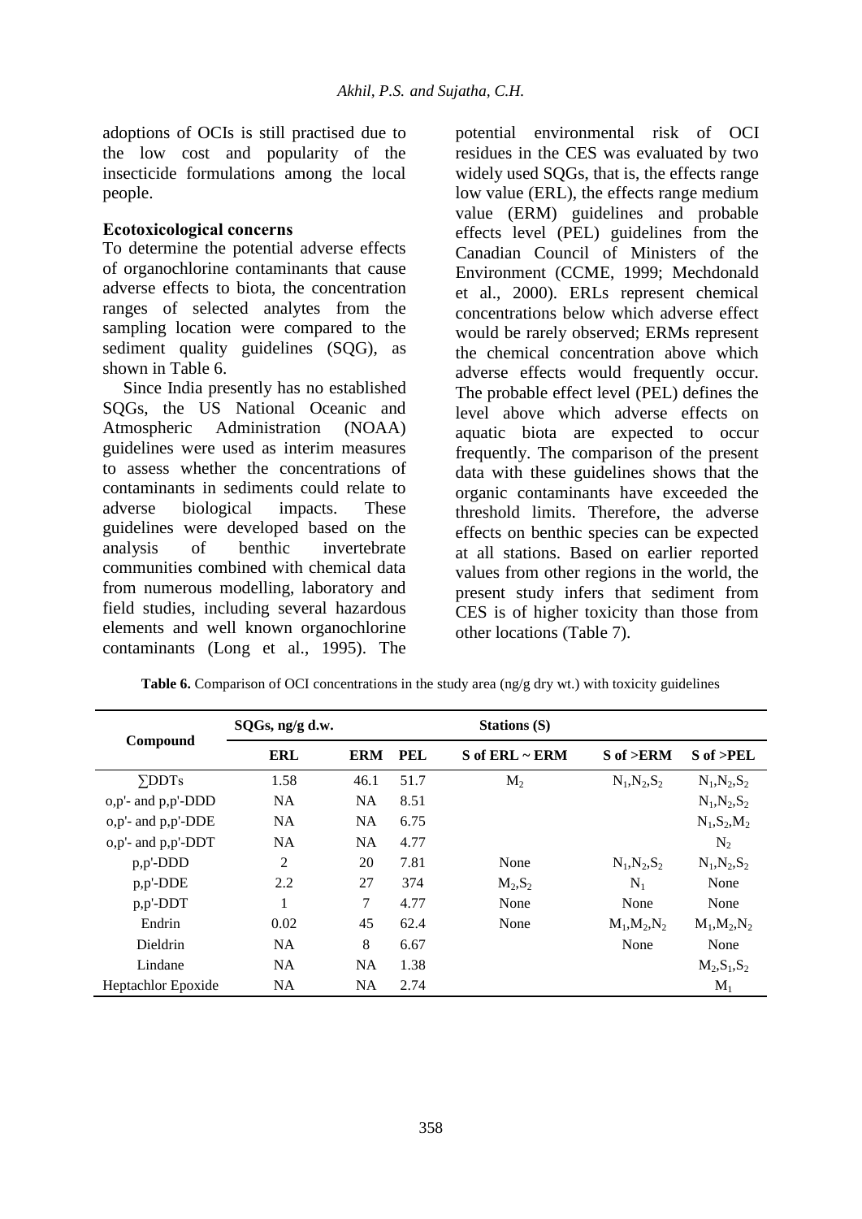adoptions of OCIs is still practised due to the low cost and popularity of the insecticide formulations among the local people.

**Ecotoxicological concerns**

To determine the potential adverse effects of organochlorine contaminants that cause adverse effects to biota, the concentration ranges of selected analytes from the sampling location were compared to the sediment quality guidelines (SQG), as shown in Table 6.

Since India presently has no established SQGs, the US National Oceanic and Atmospheric Administration (NOAA) guidelines were used as interim measures to assess whether the concentrations of contaminants in sediments could relate to adverse biological impacts. These guidelines were developed based on the analysis of benthic invertebrate communities combined with chemical data from numerous modelling, laboratory and field studies, including several hazardous elements and well known organochlorine contaminants (Long et al., 1995). The potential environmental risk of OCI residues in the CES was evaluated by two widely used SQGs, that is, the effects range low value (ERL), the effects range medium value (ERM) guidelines and probable effects level (PEL) guidelines from the Canadian Council of Ministers of the Environment (CCME, 1999; Mechdonald et al., 2000). ERLs represent chemical concentrations below which adverse effect would be rarely observed; ERMs represent the chemical concentration above which adverse effects would frequently occur. The probable effect level (PEL) defines the level above which adverse effects on aquatic biota are expected to occur frequently. The comparison of the present data with these guidelines shows that the organic contaminants have exceeded the threshold limits. Therefore, the adverse effects on benthic species can be expected at all stations. Based on earlier reported values from other regions in the world, the present study infers that sediment from CES is of higher toxicity than those from other locations (Table 7).

**Table 6.** Comparison of OCI concentrations in the study area (ng/g dry wt.) with toxicity guidelines

| Compound | SQGs, ng/g d.w. | | | Stations (S) | | |
|---|---|---|---|---|---|---|
| | ERL | ERM | PEL | S of ERL ~ ERM | S of >ERM | S of >PEL |
| ∑DDTs | 1.58 | 46.1 | 51.7 | $M_2$ | $N_1$,$N_2$,$S_2$ | $N_1$,$N_2$,$S_2$ |
| o,p'- and p,p'-DDD | NA | NA | 8.51 | | | $N_1$,$N_2$,$S_2$ |
| o,p'- and p,p'-DDE | NA | NA | 6.75 | | | $N_1$,$S_2$,$M_2$ |
| o,p'- and p,p'-DDT | NA | NA | 4.77 | | | $N_2$ |
| p,p'-DDD | 2 | 20 | 7.81 | None | $N_1$,$N_2$,$S_2$ | $N_1$,$N_2$,$S_2$ |
| p,p'-DDE | 2.2 | 27 | 374 | $M_2$,$S_2$ | $N_1$ | None |
| p,p'-DDT | 1 | 7 | 4.77 | None | None | None |
| Endrin | 0.02 | 45 | 62.4 | None | $M_1$,$M_2$,$N_2$ | $M_1$,$M_2$,$N_2$ |
| Dieldrin | NA | 8 | 6.67 | | None | None |
| Lindane | NA | NA | 1.38 | | | $M_2$,$S_1$,$S_2$ |
| Heptachlor Epoxide | NA | NA | 2.74 | | | $M_1$ |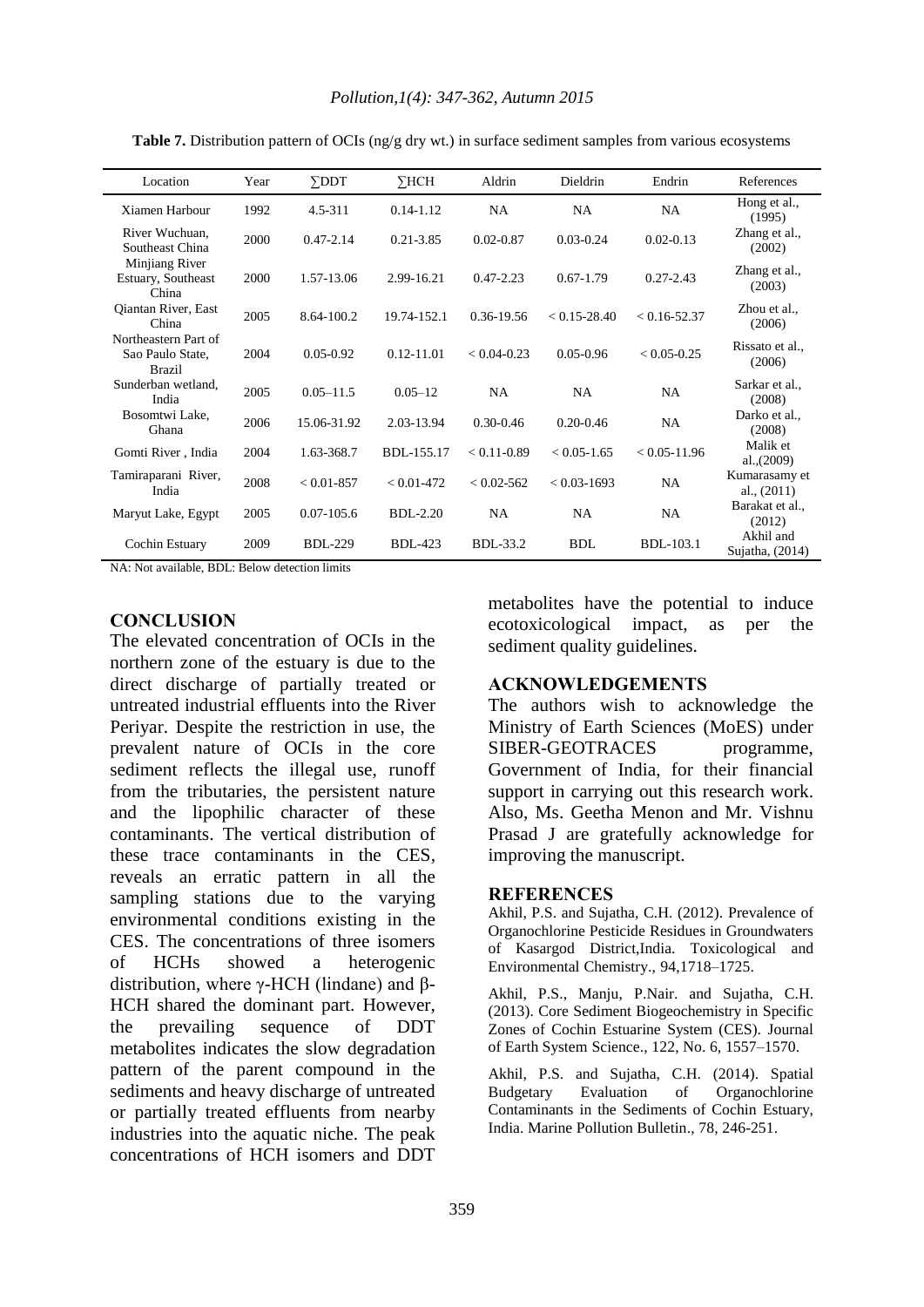**Table 7.** Distribution pattern of OCIs (ng/g dry wt.) in surface sediment samples from various ecosystems

| Location | Year | ∑DDT | ∑HCH | Aldrin | Dieldrin | Endrin | References |
|---|---|---|---|---|---|---|---|
| Xiamen Harbour | 1992 | 4.5-311 | 0.14-1.12 | NA | NA | NA | Hong et al., (1995) |
| River Wuchuan, Southeast China | 2000 | 0.47-2.14 | 0.21-3.85 | 0.02-0.87 | 0.03-0.24 | 0.02-0.13 | Zhang et al., (2002) |
| Minjiang River Estuary, Southeast China | 2000 | 1.57-13.06 | 2.99-16.21 | 0.47-2.23 | 0.67-1.79 | 0.27-2.43 | Zhang et al., (2003) |
| Qiantan River, East China | 2005 | 8.64-100.2 | 19.74-152.1 | 0.36-19.56 | < 0.15-28.40 | < 0.16-52.37 | Zhou et al., (2006) |
| Northeastern Part of Sao Paulo State, Brazil | 2004 | 0.05-0.92 | 0.12-11.01 | < 0.04-0.23 | 0.05-0.96 | < 0.05-0.25 | Rissato et al., (2006) |
| Sunderban wetland, India | 2005 | 0.05–11.5 | 0.05–12 | NA | NA | NA | Sarkar et al., (2008) |
| Bosomtwi Lake, Ghana | 2006 | 15.06-31.92 | 2.03-13.94 | 0.30-0.46 | 0.20-0.46 | NA | Darko et al., (2008) |
| Gomti River , India | 2004 | 1.63-368.7 | BDL-155.17 | < 0.11-0.89 | < 0.05-1.65 | < 0.05-11.96 | Malik et al.,(2009) |
| Tamiraparani River, India | 2008 | < 0.01-857 | < 0.01-472 | < 0.02-562 | < 0.03-1693 | NA | Kumarasamy et al., (2011) |
| Maryut Lake, Egypt | 2005 | 0.07-105.6 | BDL-2.20 | NA | NA | NA | Barakat et al., (2012) |
| Cochin Estuary | 2009 | BDL-229 | BDL-423 | BDL-33.2 | BDL | BDL-103.1 | Akhil and Sujatha, (2014) |

NA: Not available, BDL: Below detection limits

## CONCLUSION

The elevated concentration of OCIs in the northern zone of the estuary is due to the direct discharge of partially treated or untreated industrial effluents into the River Periyar. Despite the restriction in use, the prevalent nature of OCIs in the core sediment reflects the illegal use, runoff from the tributaries, the persistent nature and the lipophilic character of these contaminants. The vertical distribution of these trace contaminants in the CES, reveals an erratic pattern in all the sampling stations due to the varying environmental conditions existing in the CES. The concentrations of three isomers of HCHs showed a heterogenic distribution, where γ-HCH (lindane) and β-HCH shared the dominant part. However, the prevailing sequence of DDT metabolites indicates the slow degradation pattern of the parent compound in the sediments and heavy discharge of untreated or partially treated effluents from nearby industries into the aquatic niche. The peak concentrations of HCH isomers and DDT metabolites have the potential to induce ecotoxicological impact, as per the sediment quality guidelines.

## ACKNOWLEDGEMENTS

The authors wish to acknowledge the Ministry of Earth Sciences (MoES) under SIBER-GEOTRACES programme, Government of India, for their financial support in carrying out this research work. Also, Ms. Geetha Menon and Mr. Vishnu Prasad J are gratefully acknowledge for improving the manuscript.

## REFERENCES

Akhil, P.S. and Sujatha, C.H. (2012). Prevalence of Organochlorine Pesticide Residues in Groundwaters of Kasargod District,India. Toxicological and Environmental Chemistry., 94,1718–1725.

Akhil, P.S., Manju, P.Nair. and Sujatha, C.H. (2013). Core Sediment Biogeochemistry in Specific Zones of Cochin Estuarine System (CES). Journal of Earth System Science., 122, No. 6, 1557–1570.

Akhil, P.S. and Sujatha, C.H. (2014). Spatial Budgetary Evaluation of Organochlorine Contaminants in the Sediments of Cochin Estuary, India. Marine Pollution Bulletin., 78, 246-251.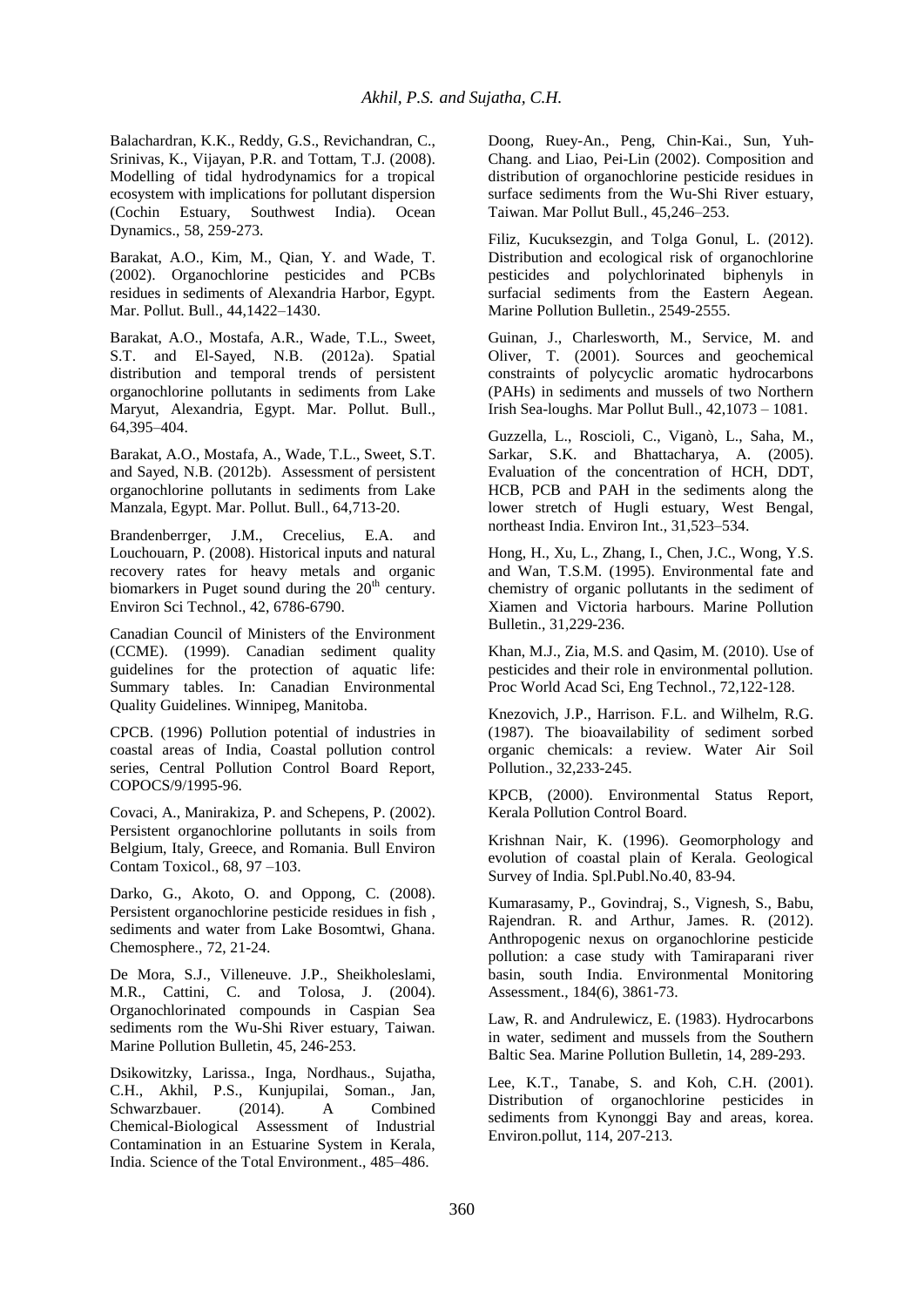Balachardran, K.K., Reddy, G.S., Revichandran, C., Srinivas, K., Vijayan, P.R. and Tottam, T.J. (2008). Modelling of tidal hydrodynamics for a tropical ecosystem with implications for pollutant dispersion (Cochin Estuary, Southwest India). Ocean Dynamics., 58, 259-273.

Barakat, A.O., Kim, M., Qian, Y. and Wade, T. (2002). Organochlorine pesticides and PCBs residues in sediments of Alexandria Harbor, Egypt. Mar. Pollut. Bull., 44,1422–1430.

Barakat, A.O., Mostafa, A.R., Wade, T.L., Sweet, S.T. and El-Sayed, N.B. (2012a). Spatial distribution and temporal trends of persistent organochlorine pollutants in sediments from Lake Maryut, Alexandria, Egypt. Mar. Pollut. Bull., 64,395–404.

Barakat, A.O., Mostafa, A., Wade, T.L., Sweet, S.T. and Sayed, N.B. (2012b). Assessment of persistent organochlorine pollutants in sediments from Lake Manzala, Egypt. Mar. Pollut. Bull., 64,713-20.

Brandenberrger, J.M., Crecelius, E.A. and Louchouarn, P. (2008). Historical inputs and natural recovery rates for heavy metals and organic biomarkers in Puget sound during the 20th century. Environ Sci Technol., 42, 6786-6790.

Canadian Council of Ministers of the Environment (CCME). (1999). Canadian sediment quality guidelines for the protection of aquatic life: Summary tables. In: Canadian Environmental Quality Guidelines. Winnipeg, Manitoba.

CPCB. (1996) Pollution potential of industries in coastal areas of India, Coastal pollution control series, Central Pollution Control Board Report, COPOCS/9/1995-96.

Covaci, A., Manirakiza, P. and Schepens, P. (2002). Persistent organochlorine pollutants in soils from Belgium, Italy, Greece, and Romania. Bull Environ Contam Toxicol., 68, 97 –103.

Darko, G., Akoto, O. and Oppong, C. (2008). Persistent organochlorine pesticide residues in fish , sediments and water from Lake Bosomtwi, Ghana. Chemosphere., 72, 21-24.

De Mora, S.J., Villeneuve. J.P., Sheikholeslami, M.R., Cattini, C. and Tolosa, J. (2004). Organochlorinated compounds in Caspian Sea sediments rom the Wu-Shi River estuary, Taiwan. Marine Pollution Bulletin, 45, 246-253.

Dsikowitzky, Larissa., Inga, Nordhaus., Sujatha, C.H., Akhil, P.S., Kunjupilai, Soman., Jan, Schwarzbauer. (2014). A Combined Chemical-Biological Assessment of Industrial Contamination in an Estuarine System in Kerala, India. Science of the Total Environment., 485–486.

Doong, Ruey-An., Peng, Chin-Kai., Sun, Yuh-Chang. and Liao, Pei-Lin (2002). Composition and distribution of organochlorine pesticide residues in surface sediments from the Wu-Shi River estuary, Taiwan. Mar Pollut Bull., 45,246–253.

Filiz, Kucuksezgin, and Tolga Gonul, L. (2012). Distribution and ecological risk of organochlorine pesticides and polychlorinated biphenyls in surfacial sediments from the Eastern Aegean. Marine Pollution Bulletin., 2549-2555.

Guinan, J., Charlesworth, M., Service, M. and Oliver, T. (2001). Sources and geochemical constraints of polycyclic aromatic hydrocarbons (PAHs) in sediments and mussels of two Northern Irish Sea-loughs. Mar Pollut Bull., 42,1073 – 1081.

Guzzella, L., Roscioli, C., Viganò, L., Saha, M., Sarkar, S.K. and Bhattacharya, A. (2005). Evaluation of the concentration of HCH, DDT, HCB, PCB and PAH in the sediments along the lower stretch of Hugli estuary, West Bengal, northeast India. Environ Int., 31,523–534.

Hong, H., Xu, L., Zhang, I., Chen, J.C., Wong, Y.S. and Wan, T.S.M. (1995). Environmental fate and chemistry of organic pollutants in the sediment of Xiamen and Victoria harbours. Marine Pollution Bulletin., 31,229-236.

Khan, M.J., Zia, M.S. and Qasim, M. (2010). Use of pesticides and their role in environmental pollution. Proc World Acad Sci, Eng Technol., 72,122-128.

Knezovich, J.P., Harrison. F.L. and Wilhelm, R.G. (1987). The bioavailability of sediment sorbed organic chemicals: a review. Water Air Soil Pollution., 32,233-245.

KPCB, (2000). Environmental Status Report, Kerala Pollution Control Board.

Krishnan Nair, K. (1996). Geomorphology and evolution of coastal plain of Kerala. Geological Survey of India. Spl.Publ.No.40, 83-94.

Kumarasamy, P., Govindraj, S., Vignesh, S., Babu, Rajendran. R. and Arthur, James. R. (2012). Anthropogenic nexus on organochlorine pesticide pollution: a case study with Tamiraparani river basin, south India. Environmental Monitoring Assessment., 184(6), 3861-73.

Law, R. and Andrulewicz, E. (1983). Hydrocarbons in water, sediment and mussels from the Southern Baltic Sea. Marine Pollution Bulletin, 14, 289-293.

Lee, K.T., Tanabe, S. and Koh, C.H. (2001). Distribution of organochlorine pesticides in sediments from Kynonggi Bay and areas, korea. Environ.pollut, 114, 207-213.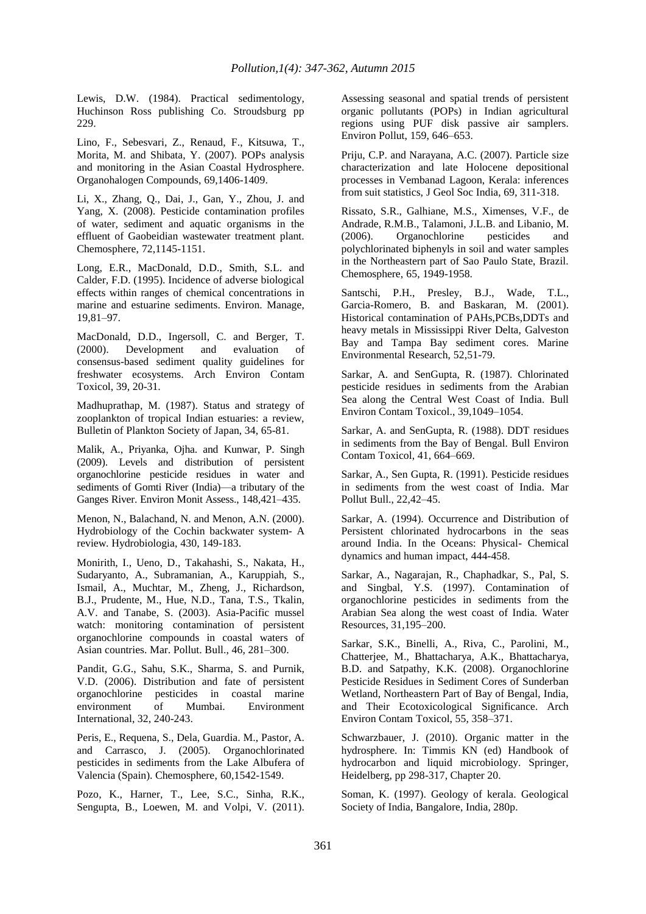Lewis, D.W. (1984). Practical sedimentology, Huchinson Ross publishing Co. Stroudsburg pp 229.

Lino, F., Sebesvari, Z., Renaud, F., Kitsuwa, T., Morita, M. and Shibata, Y. (2007). POPs analysis and monitoring in the Asian Coastal Hydrosphere. Organohalogen Compounds, 69,1406-1409.

Li, X., Zhang, Q., Dai, J., Gan, Y., Zhou, J. and Yang, X. (2008). Pesticide contamination profiles of water, sediment and aquatic organisms in the effluent of Gaobeidian wastewater treatment plant. Chemosphere, 72,1145-1151.

Long, E.R., MacDonald, D.D., Smith, S.L. and Calder, F.D. (1995). Incidence of adverse biological effects within ranges of chemical concentrations in marine and estuarine sediments. Environ. Manage, 19,81–97.

MacDonald, D.D., Ingersoll, C. and Berger, T. (2000). Development and evaluation of consensus-based sediment quality guidelines for freshwater ecosystems. Arch Environ Contam Toxicol, 39, 20-31.

Madhuprathap, M. (1987). Status and strategy of zooplankton of tropical Indian estuaries: a review, Bulletin of Plankton Society of Japan, 34, 65-81.

Malik, A., Priyanka, Ojha. and Kunwar, P. Singh (2009). Levels and distribution of persistent organochlorine pesticide residues in water and sediments of Gomti River (India)—a tributary of the Ganges River. Environ Monit Assess., 148,421–435.

Menon, N., Balachand, N. and Menon, A.N. (2000). Hydrobiology of the Cochin backwater system- A review. Hydrobiologia, 430, 149-183.

Monirith, I., Ueno, D., Takahashi, S., Nakata, H., Sudaryanto, A., Subramanian, A., Karuppiah, S., Ismail, A., Muchtar, M., Zheng, J., Richardson, B.J., Prudente, M., Hue, N.D., Tana, T.S., Tkalin, A.V. and Tanabe, S. (2003). Asia-Pacific mussel watch: monitoring contamination of persistent organochlorine compounds in coastal waters of Asian countries. Mar. Pollut. Bull., 46, 281–300.

Pandit, G.G., Sahu, S.K., Sharma, S. and Purnik, V.D. (2006). Distribution and fate of persistent organochlorine pesticides in coastal marine environment of Mumbai. Environment International, 32, 240-243.

Peris, E., Requena, S., Dela, Guardia. M., Pastor, A. and Carrasco, J. (2005). Organochlorinated pesticides in sediments from the Lake Albufera of Valencia (Spain). Chemosphere, 60,1542-1549.

Pozo, K., Harner, T., Lee, S.C., Sinha, R.K., Sengupta, B., Loewen, M. and Volpi, V. (2011). Assessing seasonal and spatial trends of persistent organic pollutants (POPs) in Indian agricultural regions using PUF disk passive air samplers. Environ Pollut, 159, 646–653.

Priju, C.P. and Narayana, A.C. (2007). Particle size characterization and late Holocene depositional processes in Vembanad Lagoon, Kerala: inferences from suit statistics, J Geol Soc India, 69, 311-318.

Rissato, S.R., Galhiane, M.S., Ximenses, V.F., de Andrade, R.M.B., Talamoni, J.L.B. and Libanio, M. (2006). Organochlorine pesticides and polychlorinated biphenyls in soil and water samples in the Northeastern part of Sao Paulo State, Brazil. Chemosphere, 65, 1949-1958.

Santschi, P.H., Presley, B.J., Wade, T.L., Garcia-Romero, B. and Baskaran, M. (2001). Historical contamination of PAHs,PCBs,DDTs and heavy metals in Mississippi River Delta, Galveston Bay and Tampa Bay sediment cores. Marine Environmental Research, 52,51-79.

Sarkar, A. and SenGupta, R. (1987). Chlorinated pesticide residues in sediments from the Arabian Sea along the Central West Coast of India. Bull Environ Contam Toxicol., 39,1049–1054.

Sarkar, A. and SenGupta, R. (1988). DDT residues in sediments from the Bay of Bengal. Bull Environ Contam Toxicol, 41, 664–669.

Sarkar, A., Sen Gupta, R. (1991). Pesticide residues in sediments from the west coast of India. Mar Pollut Bull., 22,42–45.

Sarkar, A. (1994). Occurrence and Distribution of Persistent chlorinated hydrocarbons in the seas around India. In the Oceans: Physical- Chemical dynamics and human impact, 444-458.

Sarkar, A., Nagarajan, R., Chaphadkar, S., Pal, S. and Singbal, Y.S. (1997). Contamination of organochlorine pesticides in sediments from the Arabian Sea along the west coast of India. Water Resources, 31,195–200.

Sarkar, S.K., Binelli, A., Riva, C., Parolini, M., Chatterjee, M., Bhattacharya, A.K., Bhattacharya, B.D. and Satpathy, K.K. (2008). Organochlorine Pesticide Residues in Sediment Cores of Sunderban Wetland, Northeastern Part of Bay of Bengal, India, and Their Ecotoxicological Significance. Arch Environ Contam Toxicol, 55, 358–371.

Schwarzbauer, J. (2010). Organic matter in the hydrosphere. In: Timmis KN (ed) Handbook of hydrocarbon and liquid microbiology. Springer, Heidelberg, pp 298-317, Chapter 20.

Soman, K. (1997). Geology of kerala. Geological Society of India, Bangalore, India, 280p.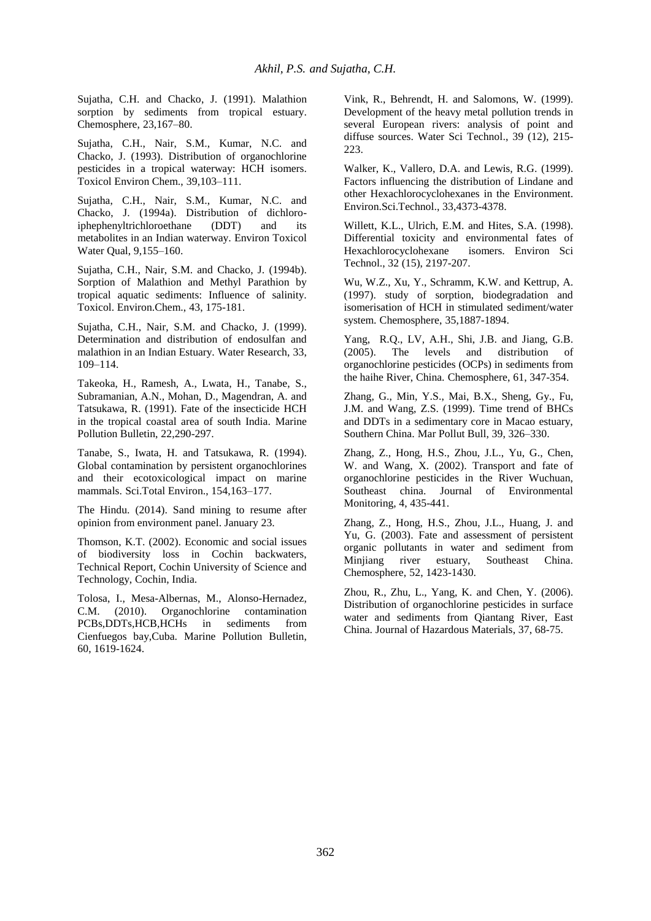Sujatha, C.H. and Chacko, J. (1991). Malathion sorption by sediments from tropical estuary. Chemosphere, 23,167–80.

Sujatha, C.H., Nair, S.M., Kumar, N.C. and Chacko, J. (1993). Distribution of organochlorine pesticides in a tropical waterway: HCH isomers. Toxicol Environ Chem., 39,103–111.

Sujatha, C.H., Nair, S.M., Kumar, N.C. and Chacko, J. (1994a). Distribution of dichloro-iphephenyltrichloroethane (DDT) and its metabolites in an Indian waterway. Environ Toxicol Water Qual, 9,155–160.

Sujatha, C.H., Nair, S.M. and Chacko, J. (1994b). Sorption of Malathion and Methyl Parathion by tropical aquatic sediments: Influence of salinity. Toxicol. Environ.Chem., 43, 175-181.

Sujatha, C.H., Nair, S.M. and Chacko, J. (1999). Determination and distribution of endosulfan and malathion in an Indian Estuary. Water Research, 33, 109–114.

Takeoka, H., Ramesh, A., Lwata, H., Tanabe, S., Subramanian, A.N., Mohan, D., Magendran, A. and Tatsukawa, R. (1991). Fate of the insecticide HCH in the tropical coastal area of south India. Marine Pollution Bulletin, 22,290-297.

Tanabe, S., Iwata, H. and Tatsukawa, R. (1994). Global contamination by persistent organochlorines and their ecotoxicological impact on marine mammals. Sci.Total Environ., 154,163–177.

The Hindu. (2014). Sand mining to resume after opinion from environment panel. January 23.

Thomson, K.T. (2002). Economic and social issues of biodiversity loss in Cochin backwaters, Technical Report, Cochin University of Science and Technology, Cochin, India.

Tolosa, I., Mesa-Albernas, M., Alonso-Hernadez, C.M. (2010). Organochlorine contamination PCBs,DDTs,HCB,HCHs in sediments from Cienfuegos bay,Cuba. Marine Pollution Bulletin, 60, 1619-1624.

Vink, R., Behrendt, H. and Salomons, W. (1999). Development of the heavy metal pollution trends in several European rivers: analysis of point and diffuse sources. Water Sci Technol., 39 (12), 215-223.

Walker, K., Vallero, D.A. and Lewis, R.G. (1999). Factors influencing the distribution of Lindane and other Hexachlorocyclohexanes in the Environment. Environ.Sci.Technol., 33,4373-4378.

Willett, K.L., Ulrich, E.M. and Hites, S.A. (1998). Differential toxicity and environmental fates of Hexachlorocyclohexane isomers. Environ Sci Technol., 32 (15), 2197-207.

Wu, W.Z., Xu, Y., Schramm, K.W. and Kettrup, A. (1997). study of sorption, biodegradation and isomerisation of HCH in stimulated sediment/water system. Chemosphere, 35,1887-1894.

Yang, R.Q., LV, A.H., Shi, J.B. and Jiang, G.B. (2005). The levels and distribution of organochlorine pesticides (OCPs) in sediments from the haihe River, China. Chemosphere, 61, 347-354.

Zhang, G., Min, Y.S., Mai, B.X., Sheng, Gy., Fu, J.M. and Wang, Z.S. (1999). Time trend of BHCs and DDTs in a sedimentary core in Macao estuary, Southern China. Mar Pollut Bull, 39, 326–330.

Zhang, Z., Hong, H.S., Zhou, J.L., Yu, G., Chen, W. and Wang, X. (2002). Transport and fate of organochlorine pesticides in the River Wuchuan, Southeast china. Journal of Environmental Monitoring, 4, 435-441.

Zhang, Z., Hong, H.S., Zhou, J.L., Huang, J. and Yu, G. (2003). Fate and assessment of persistent organic pollutants in water and sediment from Minjiang river estuary, Southeast China. Chemosphere, 52, 1423-1430.

Zhou, R., Zhu, L., Yang, K. and Chen, Y. (2006). Distribution of organochlorine pesticides in surface water and sediments from Qiantang River, East China. Journal of Hazardous Materials, 37, 68-75.